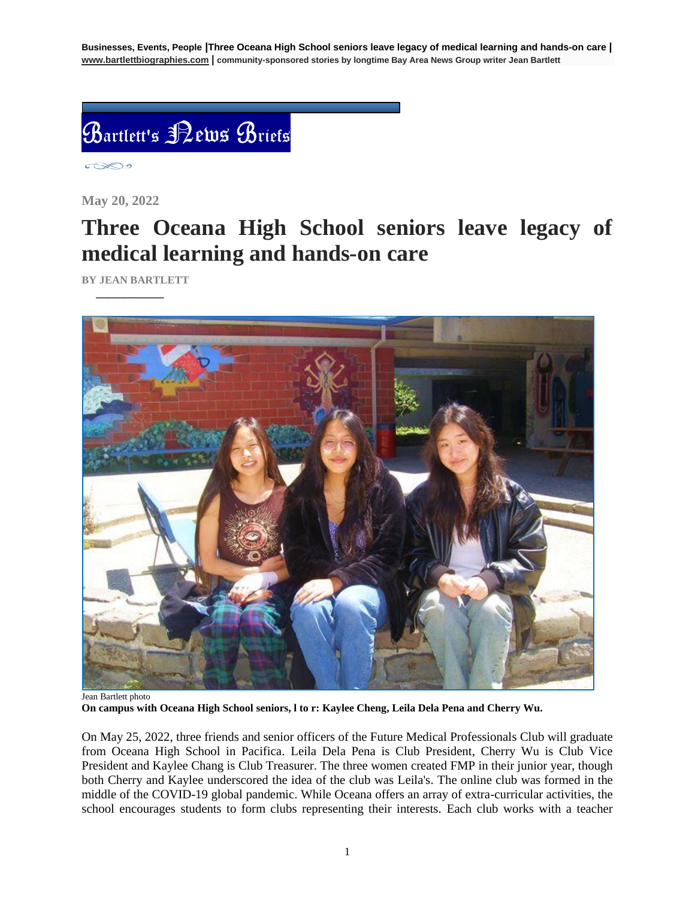Businesses, Events, People |Three Oceana High School seniors leave legacy of medical learning and hands-on care | www.bartlettbiographies.com | community-sponsored stories by longtime Bay Area News Group writer Jean Bartlett

Bartlett's News Briefs

May 20, 2022

# Three Oceana High School seniors leave legacy of medical learning and hands-on care

BY JEAN BARTLETT

Jean Bartlett photo

**On campus with Oceana High School seniors, l to r: Kaylee Cheng, Leila Dela Pena and Cherry Wu.**

On May 25, 2022, three friends and senior officers of the Future Medical Professionals Club will graduate from Oceana High School in Pacifica. Leila Dela Pena is Club President, Cherry Wu is Club Vice President and Kaylee Chang is Club Treasurer. The three women created FMP in their junior year, though both Cherry and Kaylee underscored the idea of the club was Leila's. The online club was formed in the middle of the COVID-19 global pandemic. While Oceana offers an array of extra-curricular activities, the school encourages students to form clubs representing their interests. Each club works with a teacher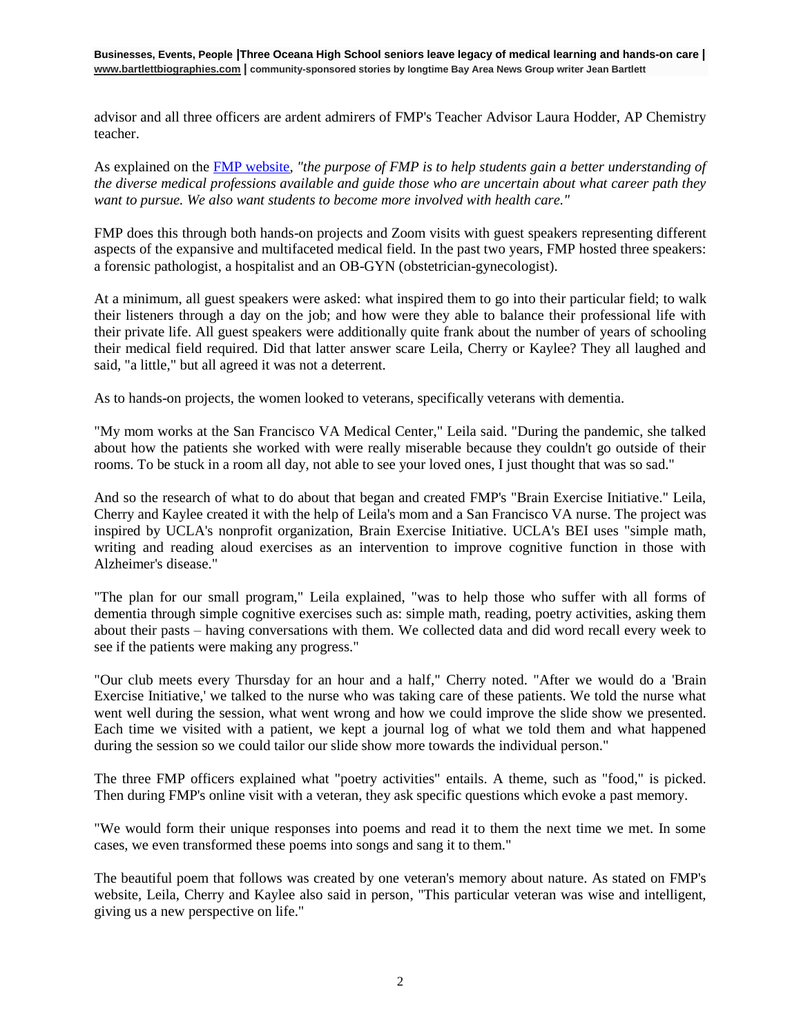advisor and all three officers are ardent admirers of FMP's Teacher Advisor Laura Hodder, AP Chemistry teacher.

As explained on the [FMP website](), *"the purpose of FMP is to help students gain a better understanding of the diverse medical professions available and guide those who are uncertain about what career path they want to pursue. We also want students to become more involved with health care."*

FMP does this through both hands-on projects and Zoom visits with guest speakers representing different aspects of the expansive and multifaceted medical field. In the past two years, FMP hosted three speakers: a forensic pathologist, a hospitalist and an OB-GYN (obstetrician-gynecologist).

At a minimum, all guest speakers were asked: what inspired them to go into their particular field; to walk their listeners through a day on the job; and how were they able to balance their professional life with their private life. All guest speakers were additionally quite frank about the number of years of schooling their medical field required. Did that latter answer scare Leila, Cherry or Kaylee? They all laughed and said, "a little," but all agreed it was not a deterrent.

As to hands-on projects, the women looked to veterans, specifically veterans with dementia.

"My mom works at the San Francisco VA Medical Center," Leila said. "During the pandemic, she talked about how the patients she worked with were really miserable because they couldn't go outside of their rooms. To be stuck in a room all day, not able to see your loved ones, I just thought that was so sad."

And so the research of what to do about that began and created FMP's "Brain Exercise Initiative." Leila, Cherry and Kaylee created it with the help of Leila's mom and a San Francisco VA nurse. The project was inspired by UCLA's nonprofit organization, Brain Exercise Initiative. UCLA's BEI uses "simple math, writing and reading aloud exercises as an intervention to improve cognitive function in those with Alzheimer's disease."

"The plan for our small program," Leila explained, "was to help those who suffer with all forms of dementia through simple cognitive exercises such as: simple math, reading, poetry activities, asking them about their pasts – having conversations with them. We collected data and did word recall every week to see if the patients were making any progress."

"Our club meets every Thursday for an hour and a half," Cherry noted. "After we would do a 'Brain Exercise Initiative,' we talked to the nurse who was taking care of these patients. We told the nurse what went well during the session, what went wrong and how we could improve the slide show we presented. Each time we visited with a patient, we kept a journal log of what we told them and what happened during the session so we could tailor our slide show more towards the individual person."

The three FMP officers explained what "poetry activities" entails. A theme, such as "food," is picked. Then during FMP's online visit with a veteran, they ask specific questions which evoke a past memory.

"We would form their unique responses into poems and read it to them the next time we met. In some cases, we even transformed these poems into songs and sang it to them."

The beautiful poem that follows was created by one veteran's memory about nature. As stated on FMP's website, Leila, Cherry and Kaylee also said in person, "This particular veteran was wise and intelligent, giving us a new perspective on life."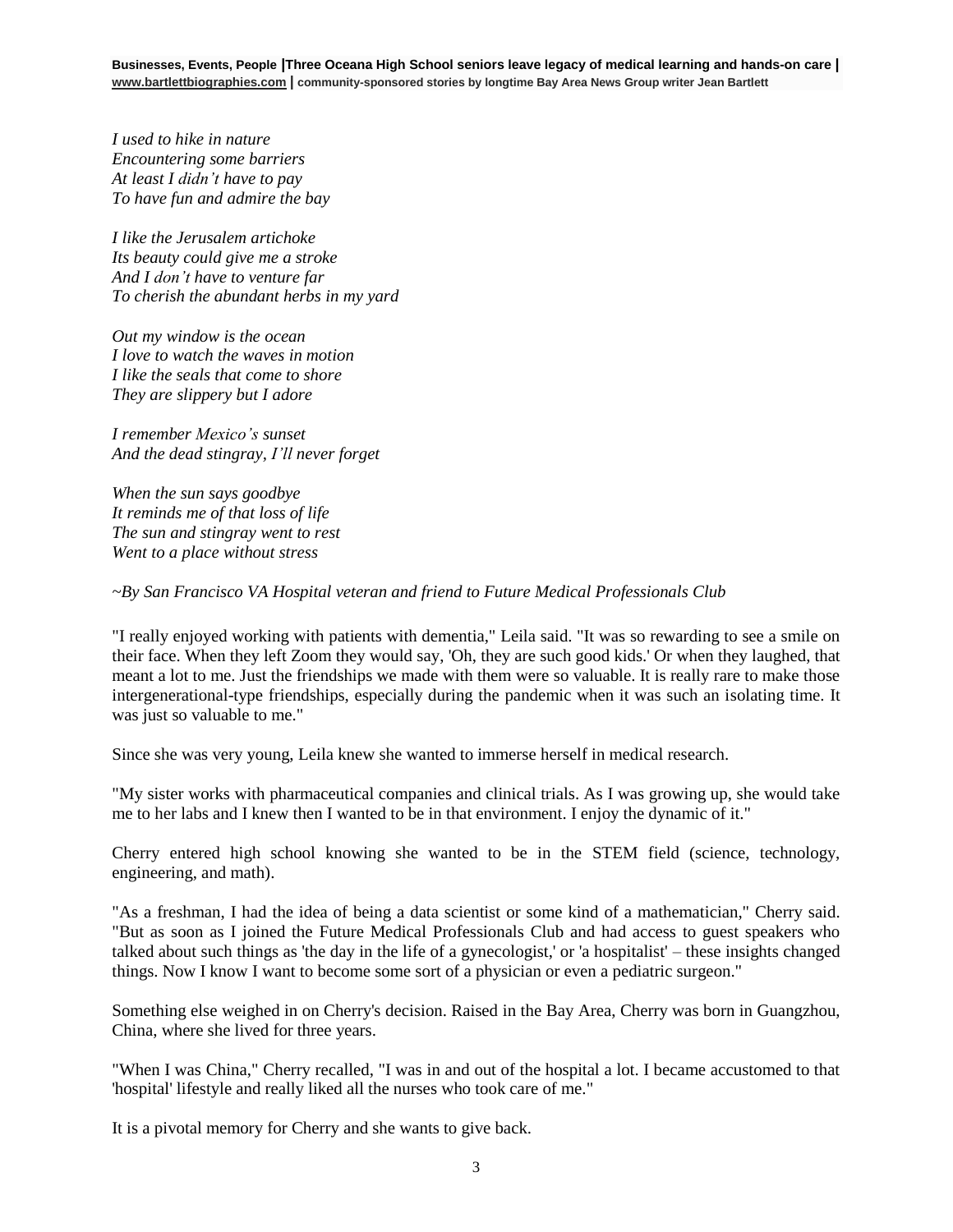*I used to hike in nature*
*Encountering some barriers*
*At least I didn't have to pay*
*To have fun and admire the bay*

*I like the Jerusalem artichoke*
*Its beauty could give me a stroke*
*And I don't have to venture far*
*To cherish the abundant herbs in my yard*

*Out my window is the ocean*
*I love to watch the waves in motion*
*I like the seals that come to shore*
*They are slippery but I adore*

*I remember Mexico's sunset*
*And the dead stingray, I'll never forget*

*When the sun says goodbye*
*It reminds me of that loss of life*
*The sun and stingray went to rest*
*Went to a place without stress*

*~By San Francisco VA Hospital veteran and friend to Future Medical Professionals Club*

"I really enjoyed working with patients with dementia," Leila said. "It was so rewarding to see a smile on their face. When they left Zoom they would say, 'Oh, they are such good kids.' Or when they laughed, that meant a lot to me. Just the friendships we made with them were so valuable. It is really rare to make those intergenerational-type friendships, especially during the pandemic when it was such an isolating time. It was just so valuable to me."

Since she was very young, Leila knew she wanted to immerse herself in medical research.

"My sister works with pharmaceutical companies and clinical trials. As I was growing up, she would take me to her labs and I knew then I wanted to be in that environment. I enjoy the dynamic of it."

Cherry entered high school knowing she wanted to be in the STEM field (science, technology, engineering, and math).

"As a freshman, I had the idea of being a data scientist or some kind of a mathematician," Cherry said. "But as soon as I joined the Future Medical Professionals Club and had access to guest speakers who talked about such things as 'the day in the life of a gynecologist,' or 'a hospitalist' – these insights changed things. Now I know I want to become some sort of a physician or even a pediatric surgeon."

Something else weighed in on Cherry's decision. Raised in the Bay Area, Cherry was born in Guangzhou, China, where she lived for three years.

"When I was China," Cherry recalled, "I was in and out of the hospital a lot. I became accustomed to that 'hospital' lifestyle and really liked all the nurses who took care of me."

It is a pivotal memory for Cherry and she wants to give back.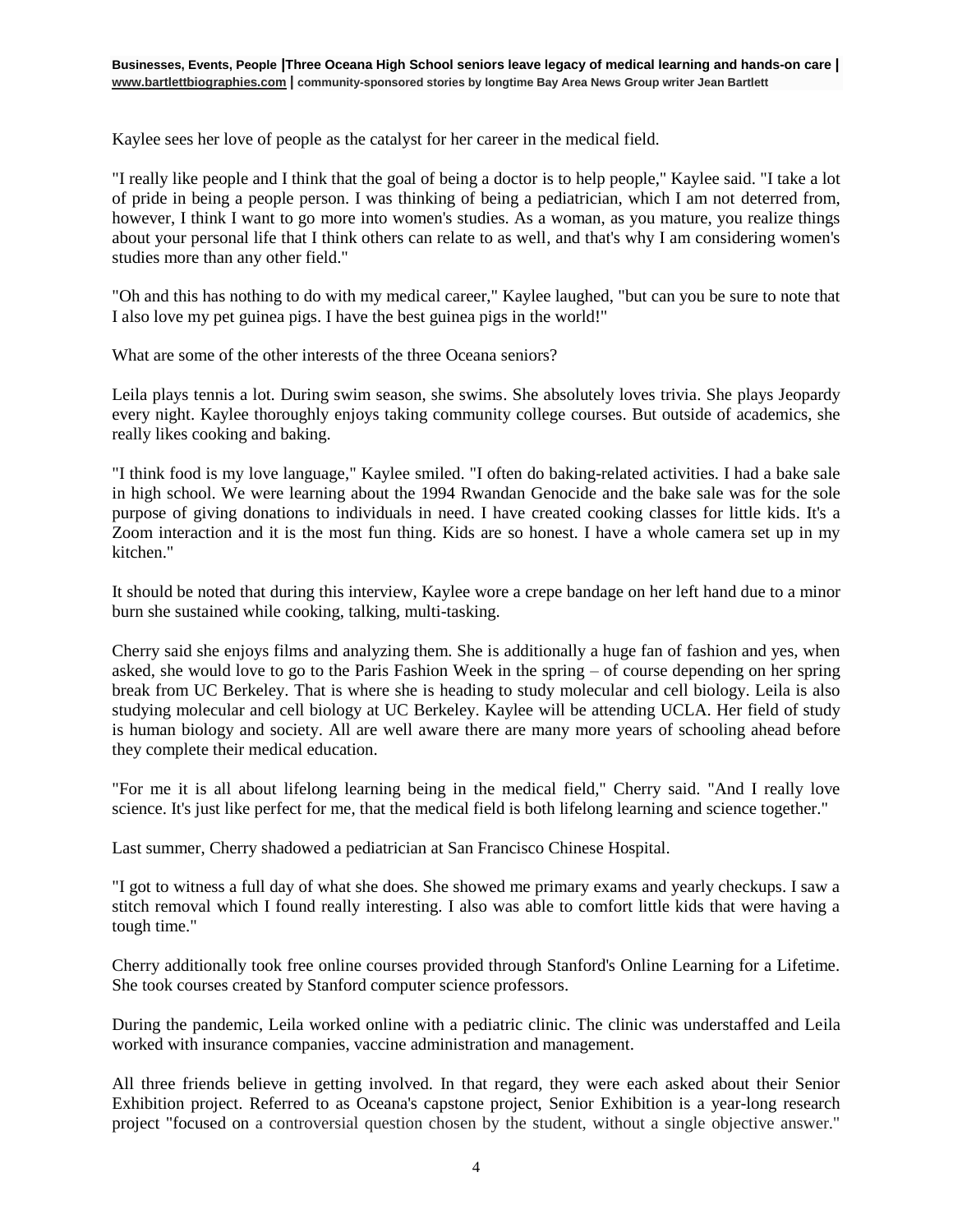Kaylee sees her love of people as the catalyst for her career in the medical field.

"I really like people and I think that the goal of being a doctor is to help people," Kaylee said. "I take a lot of pride in being a people person. I was thinking of being a pediatrician, which I am not deterred from, however, I think I want to go more into women's studies. As a woman, as you mature, you realize things about your personal life that I think others can relate to as well, and that's why I am considering women's studies more than any other field."

"Oh and this has nothing to do with my medical career," Kaylee laughed, "but can you be sure to note that I also love my pet guinea pigs. I have the best guinea pigs in the world!"

What are some of the other interests of the three Oceana seniors?

Leila plays tennis a lot. During swim season, she swims. She absolutely loves trivia. She plays Jeopardy every night. Kaylee thoroughly enjoys taking community college courses. But outside of academics, she really likes cooking and baking.

"I think food is my love language," Kaylee smiled. "I often do baking-related activities. I had a bake sale in high school. We were learning about the 1994 Rwandan Genocide and the bake sale was for the sole purpose of giving donations to individuals in need. I have created cooking classes for little kids. It's a Zoom interaction and it is the most fun thing. Kids are so honest. I have a whole camera set up in my kitchen."

It should be noted that during this interview, Kaylee wore a crepe bandage on her left hand due to a minor burn she sustained while cooking, talking, multi-tasking.

Cherry said she enjoys films and analyzing them. She is additionally a huge fan of fashion and yes, when asked, she would love to go to the Paris Fashion Week in the spring – of course depending on her spring break from UC Berkeley. That is where she is heading to study molecular and cell biology. Leila is also studying molecular and cell biology at UC Berkeley. Kaylee will be attending UCLA. Her field of study is human biology and society. All are well aware there are many more years of schooling ahead before they complete their medical education.

"For me it is all about lifelong learning being in the medical field," Cherry said. "And I really love science. It's just like perfect for me, that the medical field is both lifelong learning and science together."

Last summer, Cherry shadowed a pediatrician at San Francisco Chinese Hospital.

"I got to witness a full day of what she does. She showed me primary exams and yearly checkups. I saw a stitch removal which I found really interesting. I also was able to comfort little kids that were having a tough time."

Cherry additionally took free online courses provided through Stanford's Online Learning for a Lifetime. She took courses created by Stanford computer science professors.

During the pandemic, Leila worked online with a pediatric clinic. The clinic was understaffed and Leila worked with insurance companies, vaccine administration and management.

All three friends believe in getting involved. In that regard, they were each asked about their Senior Exhibition project. Referred to as Oceana's capstone project, Senior Exhibition is a year-long research project "focused on a controversial question chosen by the student, without a single objective answer."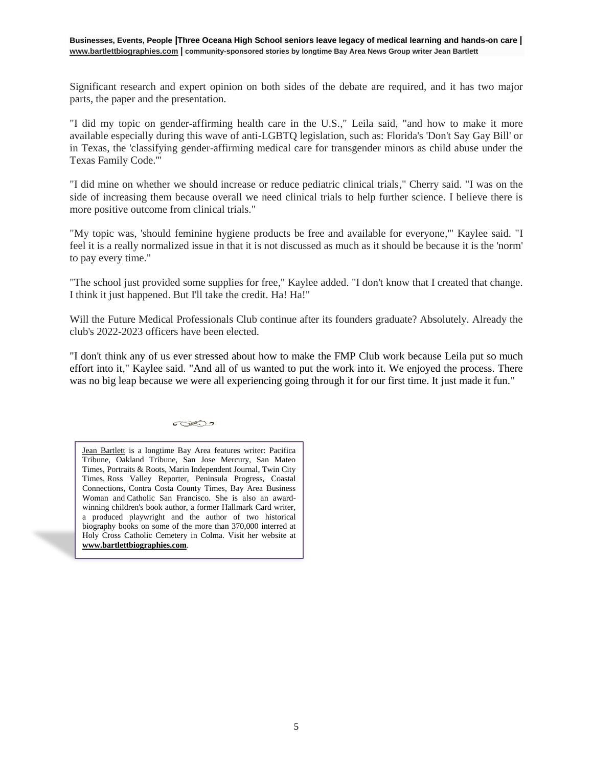Significant research and expert opinion on both sides of the debate are required, and it has two major parts, the paper and the presentation.

"I did my topic on gender-affirming health care in the U.S.," Leila said, "and how to make it more available especially during this wave of anti-LGBTQ legislation, such as: Florida's 'Don't Say Gay Bill' or in Texas, the 'classifying gender-affirming medical care for transgender minors as child abuse under the Texas Family Code.'"

"I did mine on whether we should increase or reduce pediatric clinical trials," Cherry said. "I was on the side of increasing them because overall we need clinical trials to help further science. I believe there is more positive outcome from clinical trials."

"My topic was, 'should feminine hygiene products be free and available for everyone,'" Kaylee said. "I feel it is a really normalized issue in that it is not discussed as much as it should be because it is the 'norm' to pay every time."

"The school just provided some supplies for free," Kaylee added. "I don't know that I created that change. I think it just happened. But I'll take the credit. Ha! Ha!"

Will the Future Medical Professionals Club continue after its founders graduate? Absolutely. Already the club's 2022-2023 officers have been elected.

"I don't think any of us ever stressed about how to make the FMP Club work because Leila put so much effort into it," Kaylee said. "And all of us wanted to put the work into it. We enjoyed the process. There was no big leap because we were all experiencing going through it for our first time. It just made it fun."

Jean Bartlett is a longtime Bay Area features writer: Pacifica Tribune, Oakland Tribune, San Jose Mercury, San Mateo Times, Portraits & Roots, Marin Independent Journal, Twin City Times, Ross Valley Reporter, Peninsula Progress, Coastal Connections, Contra Costa County Times, Bay Area Business Woman and Catholic San Francisco. She is also an award-winning children's book author, a former Hallmark Card writer, a produced playwright and the author of two historical biography books on some of the more than 370,000 interred at Holy Cross Catholic Cemetery in Colma. Visit her website at **www.bartlettbiographies.com**.